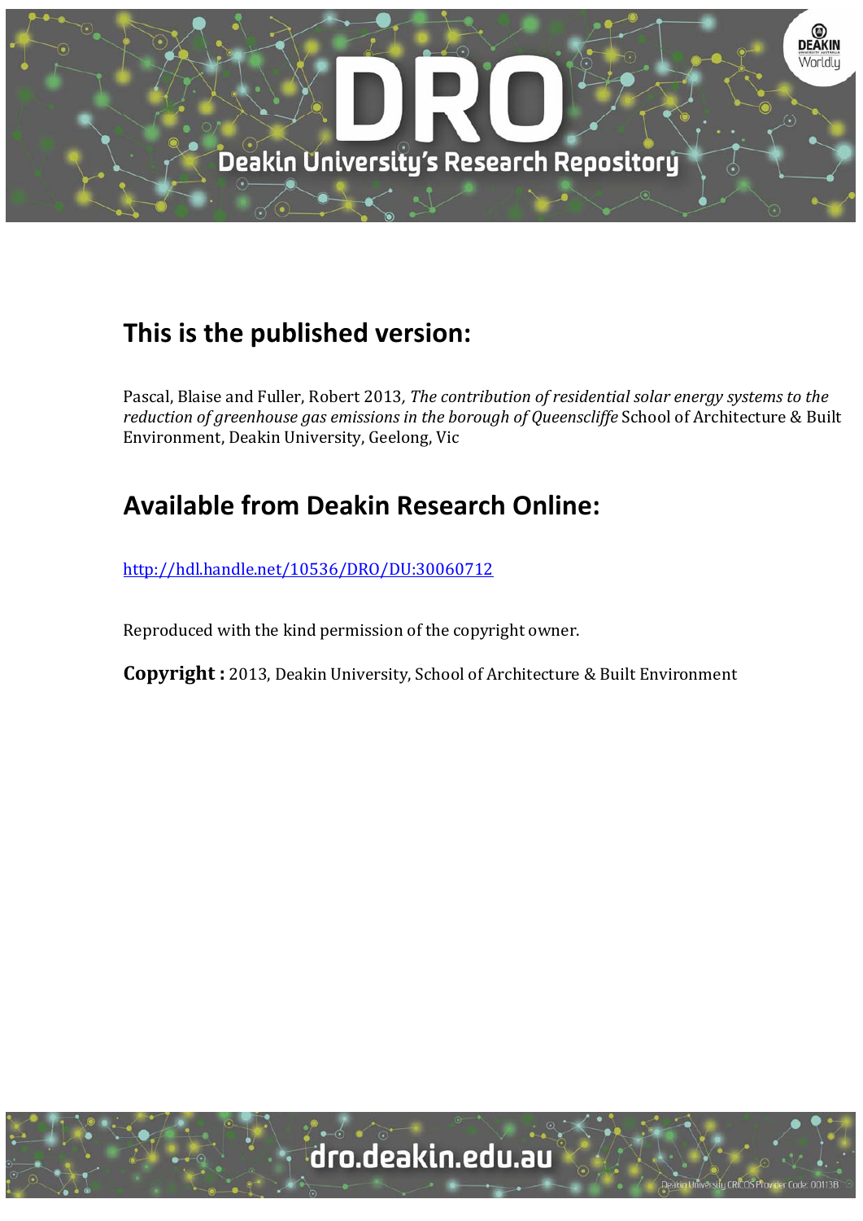## This is the published version:

Pascal, Blaise and Fuller, Robert 2013*, The contribution of residential solar energy systems to the reduction of greenhouse gas emissions in the borough of Queenscliffe* School of Architecture & Built Environment, Deakin University, Geelong, Vic

## Available from Deakin Research Online:

http://hdl.handle.net/10536/DRO/DU:30060712

Reproduced with the kind permission of the copyright owner.

**Copyright :** 2013, Deakin University, School of Architecture & Built Environment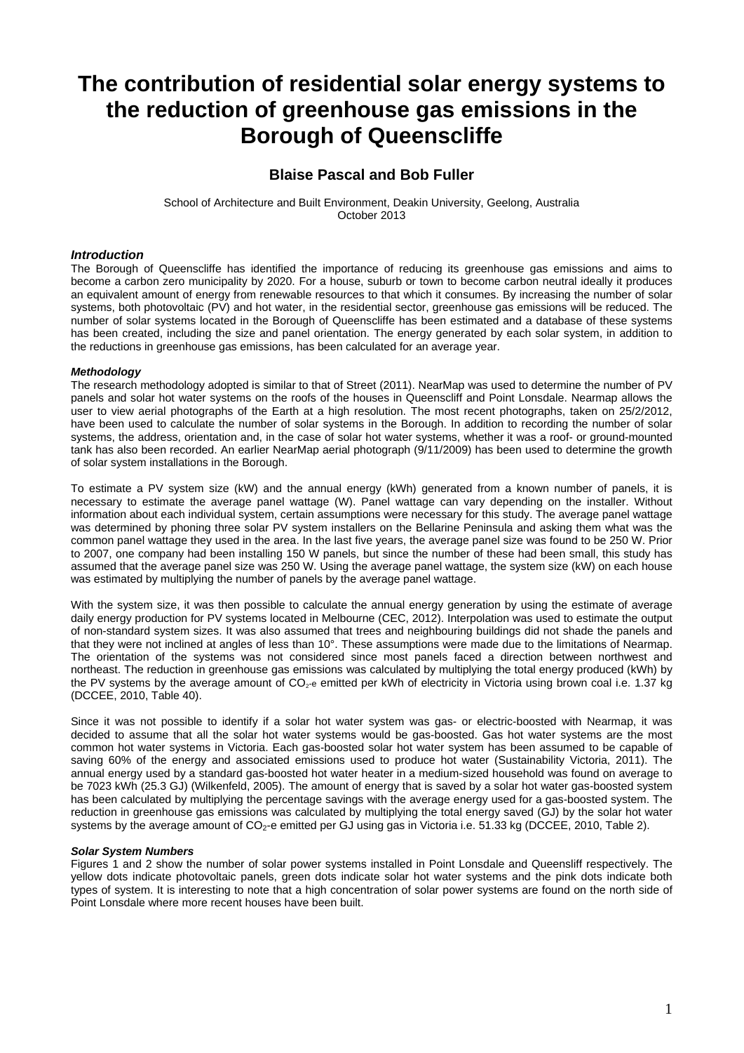# The contribution of residential solar energy systems to the reduction of greenhouse gas emissions in the Borough of Queenscliffe

### Blaise Pascal and Bob Fuller

School of Architecture and Built Environment, Deakin University, Geelong, Australia
October 2013

#### *Introduction*

The Borough of Queenscliffe has identified the importance of reducing its greenhouse gas emissions and aims to become a carbon zero municipality by 2020. For a house, suburb or town to become carbon neutral ideally it produces an equivalent amount of energy from renewable resources to that which it consumes. By increasing the number of solar systems, both photovoltaic (PV) and hot water, in the residential sector, greenhouse gas emissions will be reduced. The number of solar systems located in the Borough of Queenscliffe has been estimated and a database of these systems has been created, including the size and panel orientation. The energy generated by each solar system, in addition to the reductions in greenhouse gas emissions, has been calculated for an average year.

#### *Methodology*

The research methodology adopted is similar to that of Street (2011). NearMap was used to determine the number of PV panels and solar hot water systems on the roofs of the houses in Queenscliff and Point Lonsdale. Nearmap allows the user to view aerial photographs of the Earth at a high resolution. The most recent photographs, taken on 25/2/2012, have been used to calculate the number of solar systems in the Borough. In addition to recording the number of solar systems, the address, orientation and, in the case of solar hot water systems, whether it was a roof- or ground-mounted tank has also been recorded. An earlier NearMap aerial photograph (9/11/2009) has been used to determine the growth of solar system installations in the Borough.

To estimate a PV system size (kW) and the annual energy (kWh) generated from a known number of panels, it is necessary to estimate the average panel wattage (W). Panel wattage can vary depending on the installer. Without information about each individual system, certain assumptions were necessary for this study. The average panel wattage was determined by phoning three solar PV system installers on the Bellarine Peninsula and asking them what was the common panel wattage they used in the area. In the last five years, the average panel size was found to be 250 W. Prior to 2007, one company had been installing 150 W panels, but since the number of these had been small, this study has assumed that the average panel size was 250 W. Using the average panel wattage, the system size (kW) on each house was estimated by multiplying the number of panels by the average panel wattage.

With the system size, it was then possible to calculate the annual energy generation by using the estimate of average daily energy production for PV systems located in Melbourne (CEC, 2012). Interpolation was used to estimate the output of non-standard system sizes. It was also assumed that trees and neighbouring buildings did not shade the panels and that they were not inclined at angles of less than 10°. These assumptions were made due to the limitations of Nearmap. The orientation of the systems was not considered since most panels faced a direction between northwest and northeast. The reduction in greenhouse gas emissions was calculated by multiplying the total energy produced (kWh) by the PV systems by the average amount of $CO_2$-e emitted per kWh of electricity in Victoria using brown coal i.e. 1.37 kg (DCCEE, 2010, Table 40).

Since it was not possible to identify if a solar hot water system was gas- or electric-boosted with Nearmap, it was decided to assume that all the solar hot water systems would be gas-boosted. Gas hot water systems are the most common hot water systems in Victoria. Each gas-boosted solar hot water system has been assumed to be capable of saving 60% of the energy and associated emissions used to produce hot water (Sustainability Victoria, 2011). The annual energy used by a standard gas-boosted hot water heater in a medium-sized household was found on average to be 7023 kWh (25.3 GJ) (Wilkenfeld, 2005). The amount of energy that is saved by a solar hot water gas-boosted system has been calculated by multiplying the percentage savings with the average energy used for a gas-boosted system. The reduction in greenhouse gas emissions was calculated by multiplying the total energy saved (GJ) by the solar hot water systems by the average amount of $CO_2$-e emitted per GJ using gas in Victoria i.e. 51.33 kg (DCCEE, 2010, Table 2).

#### *Solar System Numbers*

Figures 1 and 2 show the number of solar power systems installed in Point Lonsdale and Queensliff respectively. The yellow dots indicate photovoltaic panels, green dots indicate solar hot water systems and the pink dots indicate both types of system. It is interesting to note that a high concentration of solar power systems are found on the north side of Point Lonsdale where more recent houses have been built.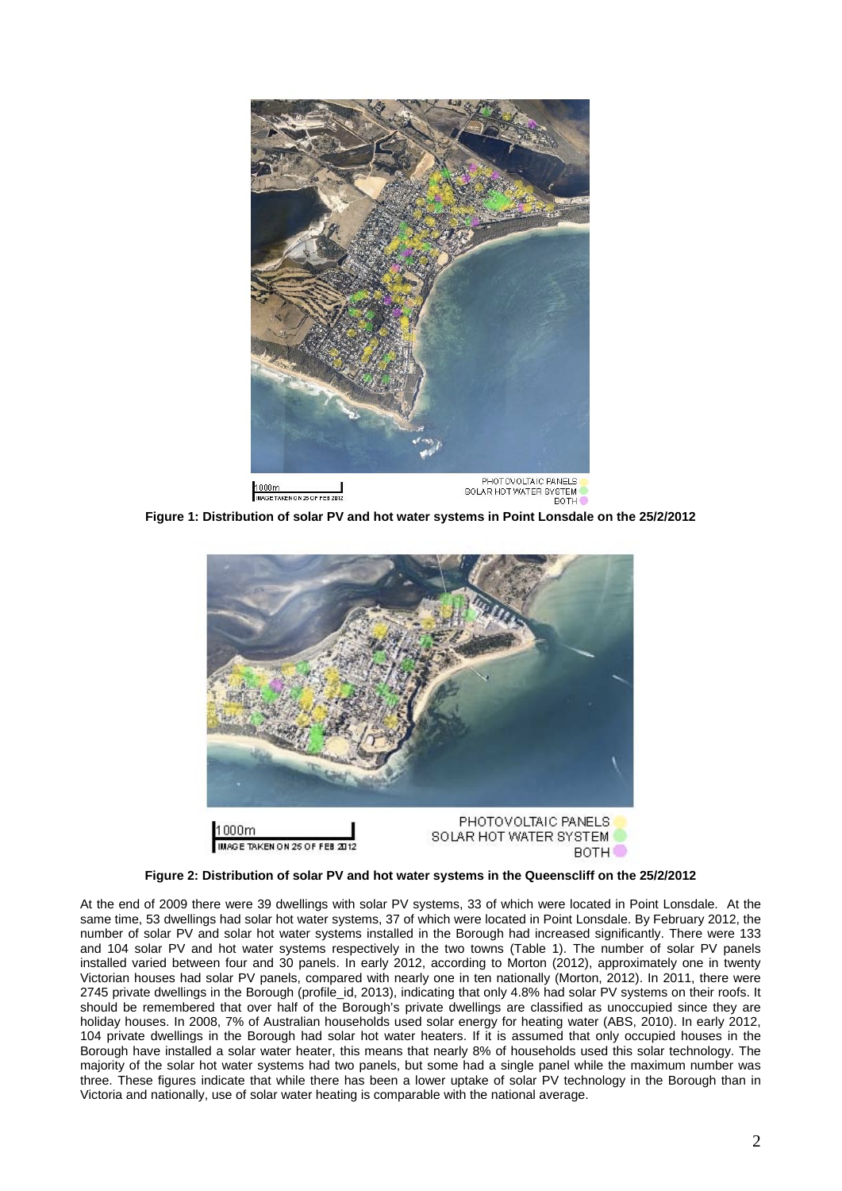**Figure 1: Distribution of solar PV and hot water systems in Point Lonsdale on the 25/2/2012**

**Figure 2: Distribution of solar PV and hot water systems in the Queenscliff on the 25/2/2012**

At the end of 2009 there were 39 dwellings with solar PV systems, 33 of which were located in Point Lonsdale. At the same time, 53 dwellings had solar hot water systems, 37 of which were located in Point Lonsdale. By February 2012, the number of solar PV and solar hot water systems installed in the Borough had increased significantly. There were 133 and 104 solar PV and hot water systems respectively in the two towns (Table 1). The number of solar PV panels installed varied between four and 30 panels. In early 2012, according to Morton (2012), approximately one in twenty Victorian houses had solar PV panels, compared with nearly one in ten nationally (Morton, 2012). In 2011, there were 2745 private dwellings in the Borough (profile_id, 2013), indicating that only 4.8% had solar PV systems on their roofs. It should be remembered that over half of the Borough's private dwellings are classified as unoccupied since they are holiday houses. In 2008, 7% of Australian households used solar energy for heating water (ABS, 2010). In early 2012, 104 private dwellings in the Borough had solar hot water heaters. If it is assumed that only occupied houses in the Borough have installed a solar water heater, this means that nearly 8% of households used this solar technology. The majority of the solar hot water systems had two panels, but some had a single panel while the maximum number was three. These figures indicate that while there has been a lower uptake of solar PV technology in the Borough than in Victoria and nationally, use of solar water heating is comparable with the national average.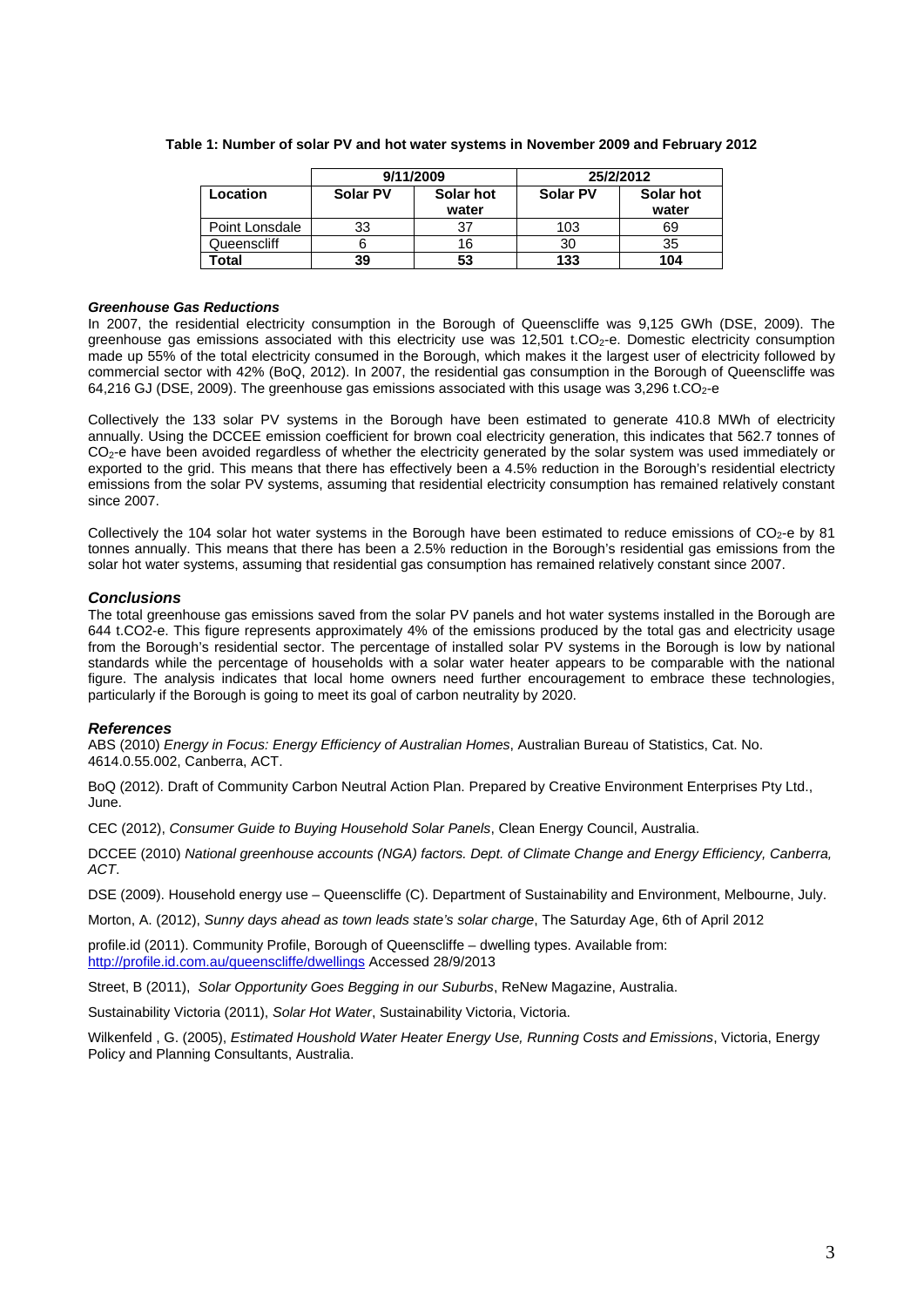**Table 1: Number of solar PV and hot water systems in November 2009 and February 2012**

| | 9/11/2009 | | 25/2/2012 | |
|---|---|---|---|---|
| **Location** | **Solar PV** | **Solar hot water** | **Solar PV** | **Solar hot water** |
| Point Lonsdale | 33 | 37 | 103 | 69 |
| Queenscliff | 6 | 16 | 30 | 35 |
| **Total** | **39** | **53** | **133** | **104** |

### *Greenhouse Gas Reductions*

In 2007, the residential electricity consumption in the Borough of Queenscliffe was 9,125 GWh (DSE, 2009). The greenhouse gas emissions associated with this electricity use was 12,501 t.$CO_2$-e. Domestic electricity consumption made up 55% of the total electricity consumed in the Borough, which makes it the largest user of electricity followed by commercial sector with 42% (BoQ, 2012). In 2007, the residential gas consumption in the Borough of Queenscliffe was 64,216 GJ (DSE, 2009). The greenhouse gas emissions associated with this usage was 3,296 t.$CO_2$-e

Collectively the 133 solar PV systems in the Borough have been estimated to generate 410.8 MWh of electricity annually. Using the DCCEE emission coefficient for brown coal electricity generation, this indicates that 562.7 tonnes of $CO_2$-e have been avoided regardless of whether the electricity generated by the solar system was used immediately or exported to the grid. This means that there has effectively been a 4.5% reduction in the Borough's residential electricty emissions from the solar PV systems, assuming that residential electricity consumption has remained relatively constant since 2007.

Collectively the 104 solar hot water systems in the Borough have been estimated to reduce emissions of $CO_2$-e by 81 tonnes annually. This means that there has been a 2.5% reduction in the Borough's residential gas emissions from the solar hot water systems, assuming that residential gas consumption has remained relatively constant since 2007.

## *Conclusions*

The total greenhouse gas emissions saved from the solar PV panels and hot water systems installed in the Borough are 644 t.CO2-e. This figure represents approximately 4% of the emissions produced by the total gas and electricity usage from the Borough's residential sector. The percentage of installed solar PV systems in the Borough is low by national standards while the percentage of households with a solar water heater appears to be comparable with the national figure. The analysis indicates that local home owners need further encouragement to embrace these technologies, particularly if the Borough is going to meet its goal of carbon neutrality by 2020.

## *References*

ABS (2010) *Energy in Focus: Energy Efficiency of Australian Homes*, Australian Bureau of Statistics, Cat. No. 4614.0.55.002, Canberra, ACT.

BoQ (2012). Draft of Community Carbon Neutral Action Plan. Prepared by Creative Environment Enterprises Pty Ltd., June.

CEC (2012), *Consumer Guide to Buying Household Solar Panels*, Clean Energy Council, Australia.

DCCEE (2010) *National greenhouse accounts (NGA) factors. Dept. of Climate Change and Energy Efficiency, Canberra, ACT*.

DSE (2009). Household energy use – Queenscliffe (C). Department of Sustainability and Environment, Melbourne, July.

Morton, A. (2012), *Sunny days ahead as town leads state's solar charge*, The Saturday Age, 6th of April 2012

profile.id (2011). Community Profile, Borough of Queenscliffe – dwelling types. Available from: http://profile.id.com.au/queenscliffe/dwellings Accessed 28/9/2013

Street, B (2011), *Solar Opportunity Goes Begging in our Suburbs*, ReNew Magazine, Australia.

Sustainability Victoria (2011), *Solar Hot Water*, Sustainability Victoria, Victoria.

Wilkenfeld , G. (2005), *Estimated Houshold Water Heater Energy Use, Running Costs and Emissions*, Victoria, Energy Policy and Planning Consultants, Australia.